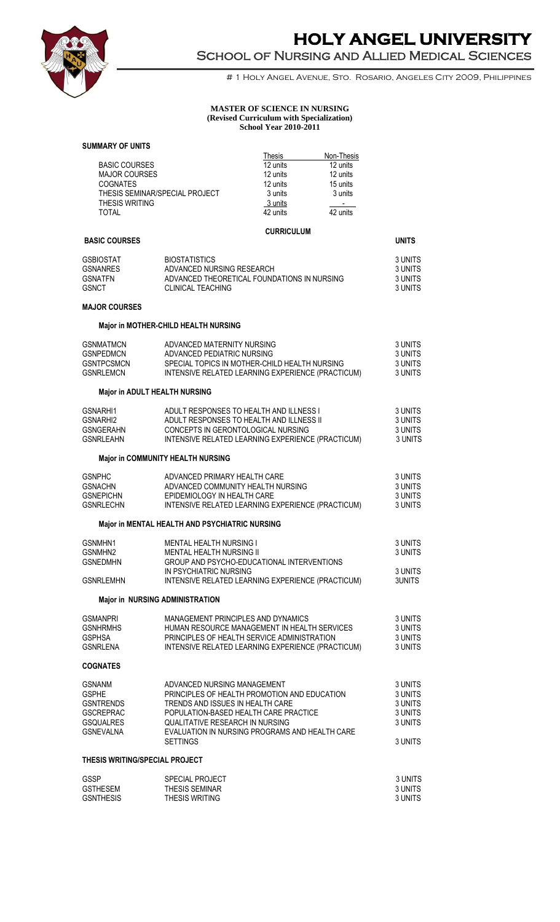# HOLY ANGEL UNIVERSITY

## School of Nursing and Allied Medical Sciences

# 1 Holy Angel Avenue, Sto. Rosario, Angeles City 2009, Philippines

**MASTER OF SCIENCE IN NURSING**
**(Revised Curriculum with Specialization)**
**School Year 2010-2011**

**SUMMARY OF UNITS**

| | Thesis | Non-Thesis |
|---|---|---|
| BASIC COURSES | 12 units | 12 units |
| MAJOR COURSES | 12 units | 12 units |
| COGNATES | 12 units | 15 units |
| THESIS SEMINAR/SPECIAL PROJECT | 3 units | 3 units |
| THESIS WRITING | 3 units | - |
| TOTAL | 42 units | 42 units |

**CURRICULUM**

**BASIC COURSES** — **UNITS**

| | | |
|---|---|---|
| GSBIOSTAT | BIOSTATISTICS | 3 UNITS |
| GSNANRES | ADVANCED NURSING RESEARCH | 3 UNITS |
| GSNATFN | ADVANCED THEORETICAL FOUNDATIONS IN NURSING | 3 UNITS |
| GSNCT | CLINICAL TEACHING | 3 UNITS |

**MAJOR COURSES**

**Major in MOTHER-CHILD HEALTH NURSING**

| | | |
|---|---|---|
| GSNMATMCN | ADVANCED MATERNITY NURSING | 3 UNITS |
| GSNPEDMCN | ADVANCED PEDIATRIC NURSING | 3 UNITS |
| GSNTPCSMCN | SPECIAL TOPICS IN MOTHER-CHILD HEALTH NURSING | 3 UNITS |
| GSNRLEMCN | INTENSIVE RELATED LEARNING EXPERIENCE (PRACTICUM) | 3 UNITS |

**Major in ADULT HEALTH NURSING**

| | | |
|---|---|---|
| GSNARHI1 | ADULT RESPONSES TO HEALTH AND ILLNESS I | 3 UNITS |
| GSNARHI2 | ADULT RESPONSES TO HEALTH AND ILLNESS II | 3 UNITS |
| GSNGERAHN | CONCEPTS IN GERONTOLOGICAL NURSING | 3 UNITS |
| GSNRLEAHN | INTENSIVE RELATED LEARNING EXPERIENCE (PRACTICUM) | 3 UNITS |

**Major in COMMUNITY HEALTH NURSING**

| | | |
|---|---|---|
| GSNPHC | ADVANCED PRIMARY HEALTH CARE | 3 UNITS |
| GSNACHN | ADVANCED COMMUNITY HEALTH NURSING | 3 UNITS |
| GSNEPICHN | EPIDEMIOLOGY IN HEALTH CARE | 3 UNITS |
| GSNRLECHN | INTENSIVE RELATED LEARNING EXPERIENCE (PRACTICUM) | 3 UNITS |

**Major in MENTAL HEALTH AND PSYCHIATRIC NURSING**

| | | |
|---|---|---|
| GSNMHN1 | MENTAL HEALTH NURSING I | 3 UNITS |
| GSNMHN2 | MENTAL HEALTH NURSING II | 3 UNITS |
| GSNEDMHN | GROUP AND PSYCHO-EDUCATIONAL INTERVENTIONS IN PSYCHIATRIC NURSING | 3 UNITS |
| GSNRLEMHN | INTENSIVE RELATED LEARNING EXPERIENCE (PRACTICUM) | 3UNITS |

**Major in NURSING ADMINISTRATION**

| | | |
|---|---|---|
| GSMANPRI | MANAGEMENT PRINCIPLES AND DYNAMICS | 3 UNITS |
| GSNHRMHS | HUMAN RESOURCE MANAGEMENT IN HEALTH SERVICES | 3 UNITS |
| GSPHSA | PRINCIPLES OF HEALTH SERVICE ADMINISTRATION | 3 UNITS |
| GSNRLENA | INTENSIVE RELATED LEARNING EXPERIENCE (PRACTICUM) | 3 UNITS |

**COGNATES**

| | | |
|---|---|---|
| GSNANM | ADVANCED NURSING MANAGEMENT | 3 UNITS |
| GSPHE | PRINCIPLES OF HEALTH PROMOTION AND EDUCATION | 3 UNITS |
| GSNTRENDS | TRENDS AND ISSUES IN HEALTH CARE | 3 UNITS |
| GSCREPRAC | POPULATION-BASED HEALTH CARE PRACTICE | 3 UNITS |
| GSQUALRES | QUALITATIVE RESEARCH IN NURSING | 3 UNITS |
| GSNEVALNA | EVALUATION IN NURSING PROGRAMS AND HEALTH CARE SETTINGS | 3 UNITS |

**THESIS WRITING/SPECIAL PROJECT**

| | | |
|---|---|---|
| GSSP | SPECIAL PROJECT | 3 UNITS |
| GSTHESEM | THESIS SEMINAR | 3 UNITS |
| GSNTHESIS | THESIS WRITING | 3 UNITS |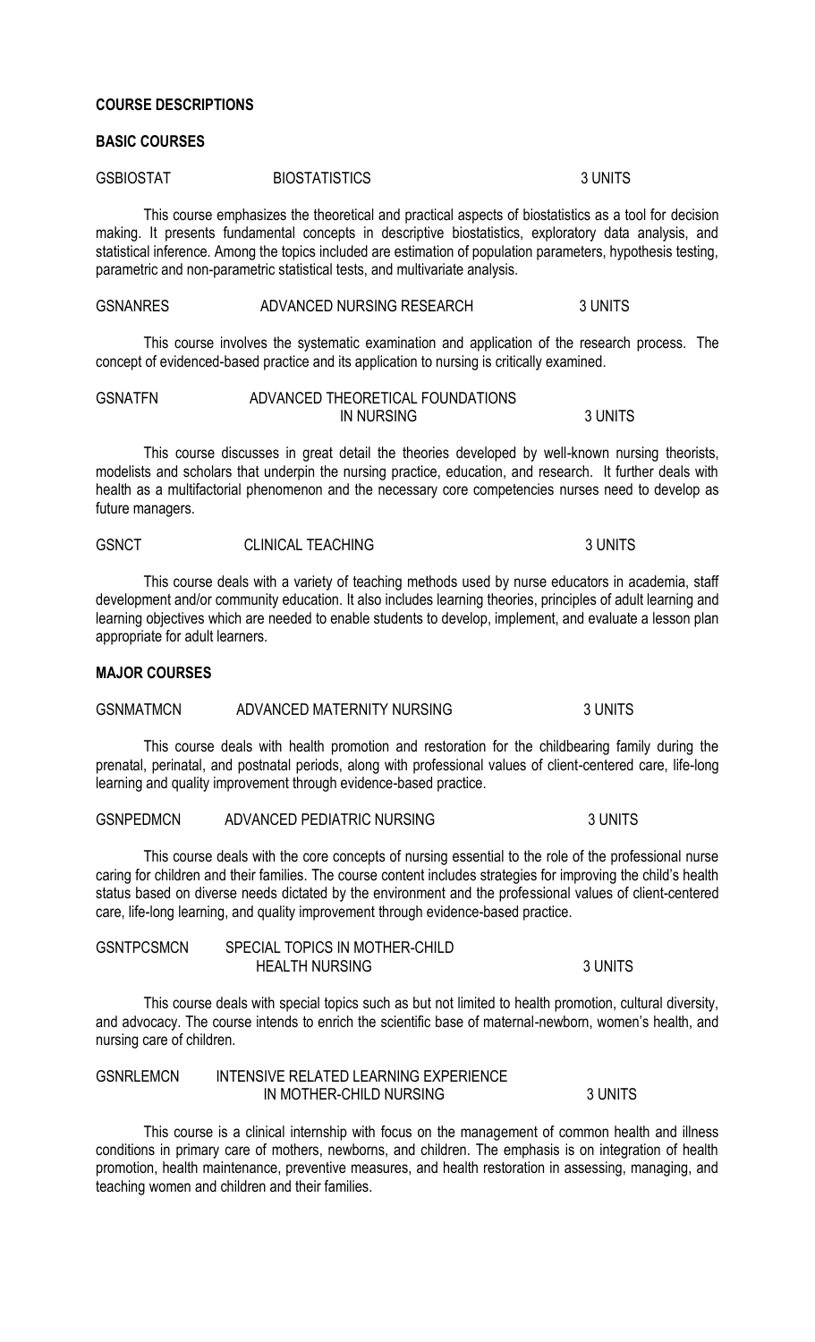## COURSE DESCRIPTIONS

### BASIC COURSES

**GSBIOSTAT** BIOSTATISTICS 3 UNITS

This course emphasizes the theoretical and practical aspects of biostatistics as a tool for decision making. It presents fundamental concepts in descriptive biostatistics, exploratory data analysis, and statistical inference. Among the topics included are estimation of population parameters, hypothesis testing, parametric and non-parametric statistical tests, and multivariate analysis.

**GSNANRES** ADVANCED NURSING RESEARCH 3 UNITS

This course involves the systematic examination and application of the research process. The concept of evidenced-based practice and its application to nursing is critically examined.

**GSNATFN** ADVANCED THEORETICAL FOUNDATIONS IN NURSING 3 UNITS

This course discusses in great detail the theories developed by well-known nursing theorists, modelists and scholars that underpin the nursing practice, education, and research. It further deals with health as a multifactorial phenomenon and the necessary core competencies nurses need to develop as future managers.

**GSNCT** CLINICAL TEACHING 3 UNITS

This course deals with a variety of teaching methods used by nurse educators in academia, staff development and/or community education. It also includes learning theories, principles of adult learning and learning objectives which are needed to enable students to develop, implement, and evaluate a lesson plan appropriate for adult learners.

### MAJOR COURSES

**GSNMATMCN** ADVANCED MATERNITY NURSING 3 UNITS

This course deals with health promotion and restoration for the childbearing family during the prenatal, perinatal, and postnatal periods, along with professional values of client-centered care, life-long learning and quality improvement through evidence-based practice.

**GSNPEDMCN** ADVANCED PEDIATRIC NURSING 3 UNITS

This course deals with the core concepts of nursing essential to the role of the professional nurse caring for children and their families. The course content includes strategies for improving the child's health status based on diverse needs dictated by the environment and the professional values of client-centered care, life-long learning, and quality improvement through evidence-based practice.

**GSNTPCSMCN** SPECIAL TOPICS IN MOTHER-CHILD HEALTH NURSING 3 UNITS

This course deals with special topics such as but not limited to health promotion, cultural diversity, and advocacy. The course intends to enrich the scientific base of maternal-newborn, women's health, and nursing care of children.

**GSNRLEMCN** INTENSIVE RELATED LEARNING EXPERIENCE IN MOTHER-CHILD NURSING 3 UNITS

This course is a clinical internship with focus on the management of common health and illness conditions in primary care of mothers, newborns, and children. The emphasis is on integration of health promotion, health maintenance, preventive measures, and health restoration in assessing, managing, and teaching women and children and their families.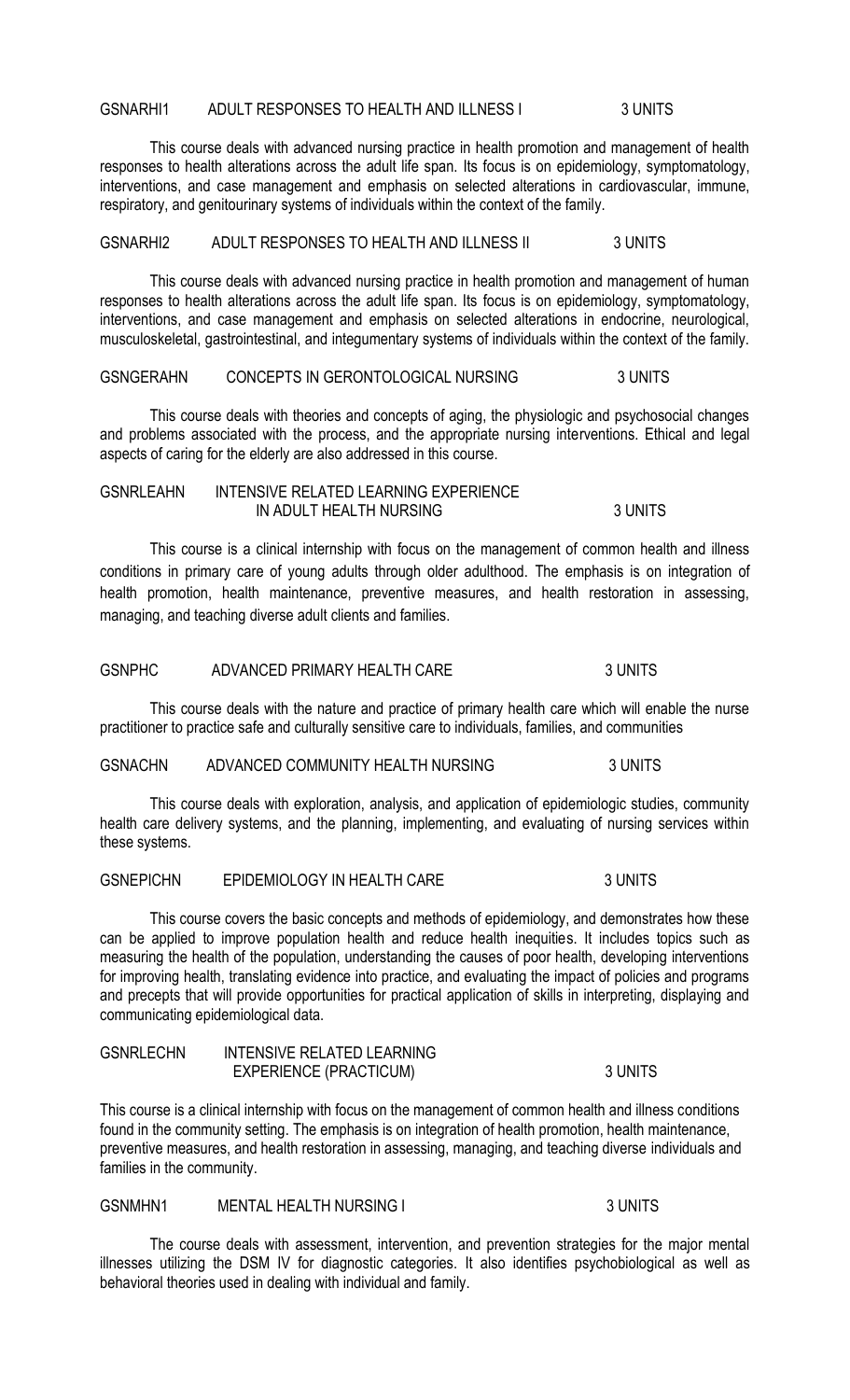### GSNARHI1 ADULT RESPONSES TO HEALTH AND ILLNESS I 3 UNITS

This course deals with advanced nursing practice in health promotion and management of health responses to health alterations across the adult life span. Its focus is on epidemiology, symptomatology, interventions, and case management and emphasis on selected alterations in cardiovascular, immune, respiratory, and genitourinary systems of individuals within the context of the family.

### GSNARHI2 ADULT RESPONSES TO HEALTH AND ILLNESS II 3 UNITS

This course deals with advanced nursing practice in health promotion and management of human responses to health alterations across the adult life span. Its focus is on epidemiology, symptomatology, interventions, and case management and emphasis on selected alterations in endocrine, neurological, musculoskeletal, gastrointestinal, and integumentary systems of individuals within the context of the family.

### GSNGERAHN CONCEPTS IN GERONTOLOGICAL NURSING 3 UNITS

This course deals with theories and concepts of aging, the physiologic and psychosocial changes and problems associated with the process, and the appropriate nursing interventions. Ethical and legal aspects of caring for the elderly are also addressed in this course.

### GSNRLEAHN INTENSIVE RELATED LEARNING EXPERIENCE IN ADULT HEALTH NURSING 3 UNITS

This course is a clinical internship with focus on the management of common health and illness conditions in primary care of young adults through older adulthood. The emphasis is on integration of health promotion, health maintenance, preventive measures, and health restoration in assessing, managing, and teaching diverse adult clients and families.

### GSNPHC ADVANCED PRIMARY HEALTH CARE 3 UNITS

This course deals with the nature and practice of primary health care which will enable the nurse practitioner to practice safe and culturally sensitive care to individuals, families, and communities

### GSNACHN ADVANCED COMMUNITY HEALTH NURSING 3 UNITS

This course deals with exploration, analysis, and application of epidemiologic studies, community health care delivery systems, and the planning, implementing, and evaluating of nursing services within these systems.

### GSNEPICHN EPIDEMIOLOGY IN HEALTH CARE 3 UNITS

This course covers the basic concepts and methods of epidemiology, and demonstrates how these can be applied to improve population health and reduce health inequities. It includes topics such as measuring the health of the population, understanding the causes of poor health, developing interventions for improving health, translating evidence into practice, and evaluating the impact of policies and programs and precepts that will provide opportunities for practical application of skills in interpreting, displaying and communicating epidemiological data.

### GSNRLECHN INTENSIVE RELATED LEARNING EXPERIENCE (PRACTICUM) 3 UNITS

This course is a clinical internship with focus on the management of common health and illness conditions found in the community setting. The emphasis is on integration of health promotion, health maintenance, preventive measures, and health restoration in assessing, managing, and teaching diverse individuals and families in the community.

### GSNMHN1 MENTAL HEALTH NURSING I 3 UNITS

The course deals with assessment, intervention, and prevention strategies for the major mental illnesses utilizing the DSM IV for diagnostic categories. It also identifies psychobiological as well as behavioral theories used in dealing with individual and family.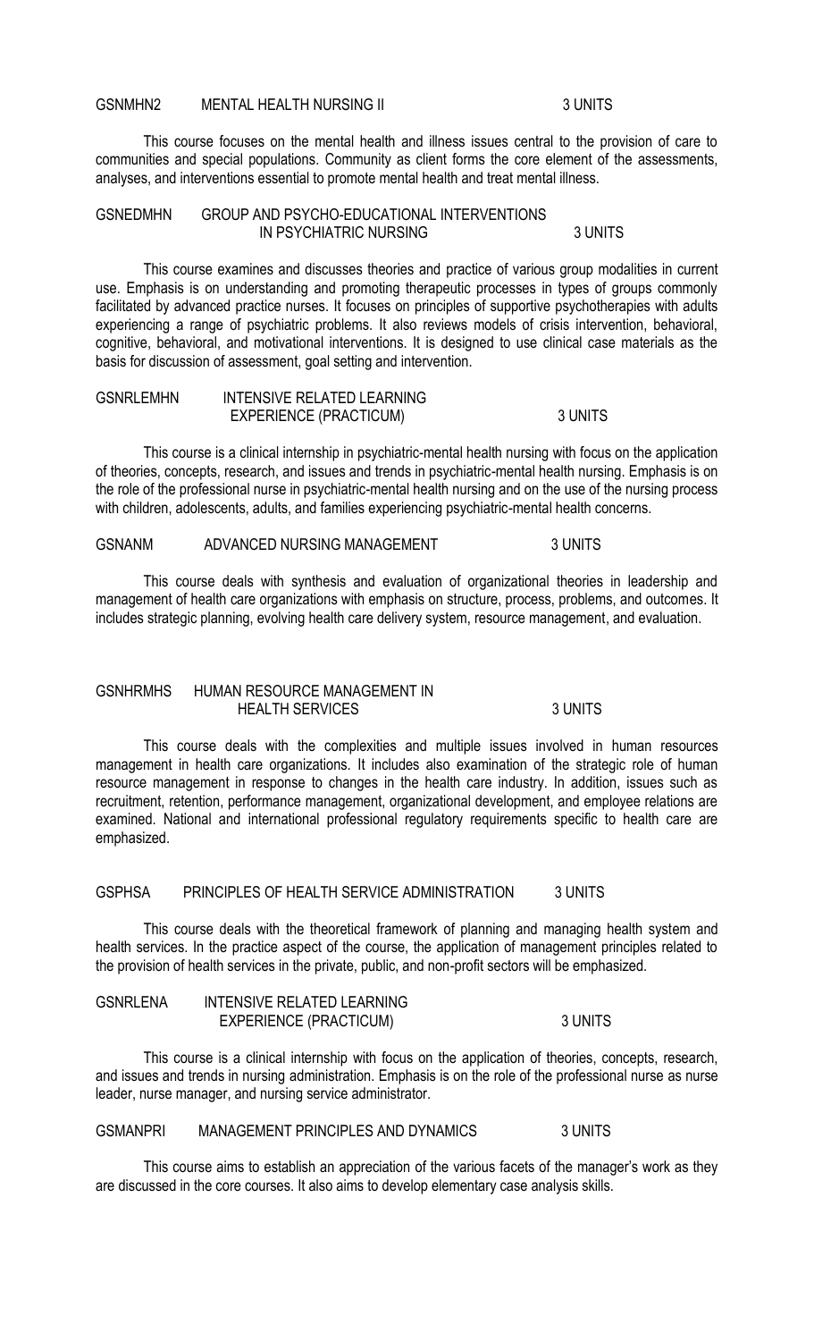### GSNMHN2 MENTAL HEALTH NURSING II 3 UNITS

This course focuses on the mental health and illness issues central to the provision of care to communities and special populations. Community as client forms the core element of the assessments, analyses, and interventions essential to promote mental health and treat mental illness.

### GSNEDMHN GROUP AND PSYCHO-EDUCATIONAL INTERVENTIONS IN PSYCHIATRIC NURSING 3 UNITS

This course examines and discusses theories and practice of various group modalities in current use. Emphasis is on understanding and promoting therapeutic processes in types of groups commonly facilitated by advanced practice nurses. It focuses on principles of supportive psychotherapies with adults experiencing a range of psychiatric problems. It also reviews models of crisis intervention, behavioral, cognitive, behavioral, and motivational interventions. It is designed to use clinical case materials as the basis for discussion of assessment, goal setting and intervention.

### GSNRLEMHN INTENSIVE RELATED LEARNING EXPERIENCE (PRACTICUM) 3 UNITS

This course is a clinical internship in psychiatric-mental health nursing with focus on the application of theories, concepts, research, and issues and trends in psychiatric-mental health nursing. Emphasis is on the role of the professional nurse in psychiatric-mental health nursing and on the use of the nursing process with children, adolescents, adults, and families experiencing psychiatric-mental health concerns.

### GSNANM ADVANCED NURSING MANAGEMENT 3 UNITS

This course deals with synthesis and evaluation of organizational theories in leadership and management of health care organizations with emphasis on structure, process, problems, and outcomes. It includes strategic planning, evolving health care delivery system, resource management, and evaluation.

### GSNHRMHS HUMAN RESOURCE MANAGEMENT IN HEALTH SERVICES 3 UNITS

This course deals with the complexities and multiple issues involved in human resources management in health care organizations. It includes also examination of the strategic role of human resource management in response to changes in the health care industry. In addition, issues such as recruitment, retention, performance management, organizational development, and employee relations are examined. National and international professional regulatory requirements specific to health care are emphasized.

### GSPHSA PRINCIPLES OF HEALTH SERVICE ADMINISTRATION 3 UNITS

This course deals with the theoretical framework of planning and managing health system and health services. In the practice aspect of the course, the application of management principles related to the provision of health services in the private, public, and non-profit sectors will be emphasized.

### GSNRLENA INTENSIVE RELATED LEARNING EXPERIENCE (PRACTICUM) 3 UNITS

This course is a clinical internship with focus on the application of theories, concepts, research, and issues and trends in nursing administration. Emphasis is on the role of the professional nurse as nurse leader, nurse manager, and nursing service administrator.

### GSMANPRI MANAGEMENT PRINCIPLES AND DYNAMICS 3 UNITS

This course aims to establish an appreciation of the various facets of the manager's work as they are discussed in the core courses. It also aims to develop elementary case analysis skills.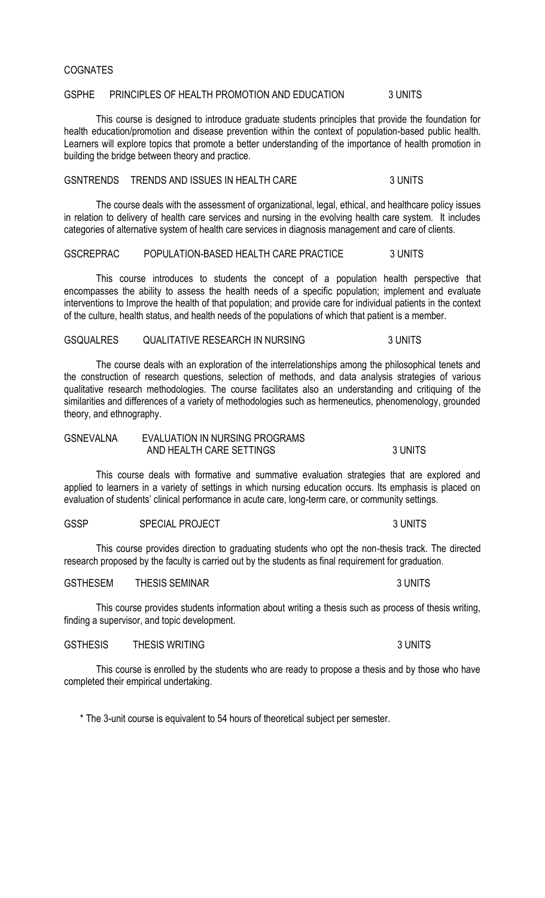COGNATES

GSPHE PRINCIPLES OF HEALTH PROMOTION AND EDUCATION 3 UNITS

This course is designed to introduce graduate students principles that provide the foundation for health education/promotion and disease prevention within the context of population-based public health. Learners will explore topics that promote a better understanding of the importance of health promotion in building the bridge between theory and practice.

GSNTRENDS TRENDS AND ISSUES IN HEALTH CARE 3 UNITS

The course deals with the assessment of organizational, legal, ethical, and healthcare policy issues in relation to delivery of health care services and nursing in the evolving health care system. It includes categories of alternative system of health care services in diagnosis management and care of clients.

GSCREPRAC POPULATION-BASED HEALTH CARE PRACTICE 3 UNITS

This course introduces to students the concept of a population health perspective that encompasses the ability to assess the health needs of a specific population; implement and evaluate interventions to Improve the health of that population; and provide care for individual patients in the context of the culture, health status, and health needs of the populations of which that patient is a member.

GSQUALRES QUALITATIVE RESEARCH IN NURSING 3 UNITS

The course deals with an exploration of the interrelationships among the philosophical tenets and the construction of research questions, selection of methods, and data analysis strategies of various qualitative research methodologies. The course facilitates also an understanding and critiquing of the similarities and differences of a variety of methodologies such as hermeneutics, phenomenology, grounded theory, and ethnography.

GSNEVALNA EVALUATION IN NURSING PROGRAMS AND HEALTH CARE SETTINGS 3 UNITS

This course deals with formative and summative evaluation strategies that are explored and applied to learners in a variety of settings in which nursing education occurs. Its emphasis is placed on evaluation of students' clinical performance in acute care, long-term care, or community settings.

GSSP SPECIAL PROJECT 3 UNITS

This course provides direction to graduating students who opt the non-thesis track. The directed research proposed by the faculty is carried out by the students as final requirement for graduation.

GSTHESEM THESIS SEMINAR 3 UNITS

This course provides students information about writing a thesis such as process of thesis writing, finding a supervisor, and topic development.

GSTHESIS THESIS WRITING 3 UNITS

This course is enrolled by the students who are ready to propose a thesis and by those who have completed their empirical undertaking.

* The 3-unit course is equivalent to 54 hours of theoretical subject per semester.